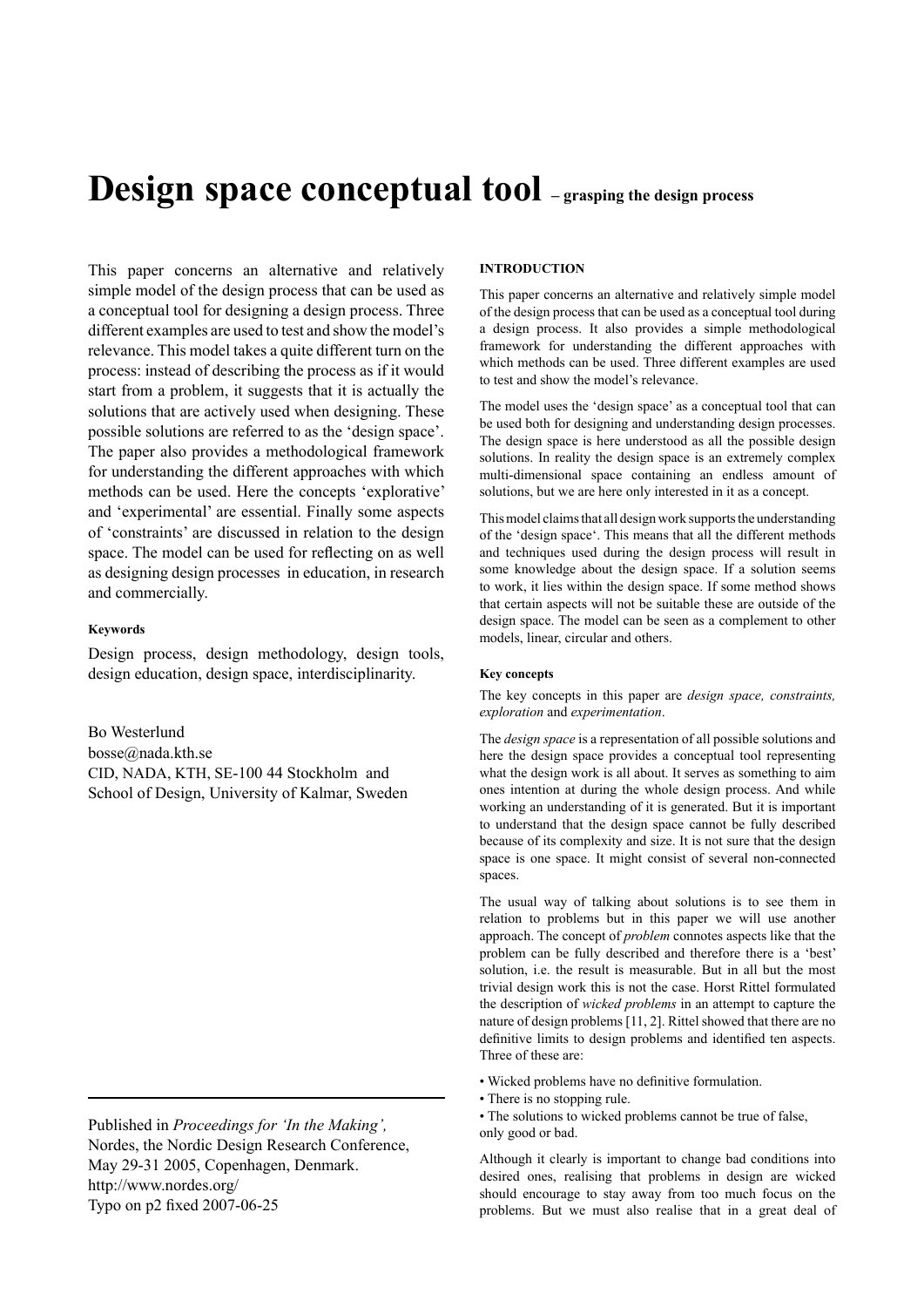# Design space conceptual tool – grasping the design process

This paper concerns an alternative and relatively simple model of the design process that can be used as a conceptual tool for designing a design process. Three different examples are used to test and show the model's relevance. This model takes a quite different turn on the process: instead of describing the process as if it would start from a problem, it suggests that it is actually the solutions that are actively used when designing. These possible solutions are referred to as the 'design space'. The paper also provides a methodological framework for understanding the different approaches with which methods can be used. Here the concepts 'explorative' and 'experimental' are essential. Finally some aspects of 'constraints' are discussed in relation to the design space. The model can be used for reflecting on as well as designing design processes in education, in research and commercially.

#### Keywords

Design process, design methodology, design tools, design education, design space, interdisciplinarity.

Bo Westerlund
bosse@nada.kth.se
CID, NADA, KTH, SE-100 44 Stockholm and
School of Design, University of Kalmar, Sweden

Published in *Proceedings for 'In the Making',*
Nordes, the Nordic Design Research Conference,
May 29-31 2005, Copenhagen, Denmark.
http://www.nordes.org/
Typo on p2 fixed 2007-06-25

## INTRODUCTION

This paper concerns an alternative and relatively simple model of the design process that can be used as a conceptual tool during a design process. It also provides a simple methodological framework for understanding the different approaches with which methods can be used. Three different examples are used to test and show the model's relevance.

The model uses the 'design space' as a conceptual tool that can be used both for designing and understanding design processes. The design space is here understood as all the possible design solutions. In reality the design space is an extremely complex multi-dimensional space containing an endless amount of solutions, but we are here only interested in it as a concept.

This model claims that all design work supports the understanding of the 'design space'. This means that all the different methods and techniques used during the design process will result in some knowledge about the design space. If a solution seems to work, it lies within the design space. If some method shows that certain aspects will not be suitable these are outside of the design space. The model can be seen as a complement to other models, linear, circular and others.

#### Key concepts

The key concepts in this paper are *design space, constraints, exploration* and *experimentation*.

The *design space* is a representation of all possible solutions and here the design space provides a conceptual tool representing what the design work is all about. It serves as something to aim ones intention at during the whole design process. And while working an understanding of it is generated. But it is important to understand that the design space cannot be fully described because of its complexity and size. It is not sure that the design space is one space. It might consist of several non-connected spaces.

The usual way of talking about solutions is to see them in relation to problems but in this paper we will use another approach. The concept of *problem* connotes aspects like that the problem can be fully described and therefore there is a 'best' solution, i.e. the result is measurable. But in all but the most trivial design work this is not the case. Horst Rittel formulated the description of *wicked problems* in an attempt to capture the nature of design problems [11, 2]. Rittel showed that there are no definitive limits to design problems and identified ten aspects. Three of these are:

- Wicked problems have no definitive formulation.
- There is no stopping rule.
- The solutions to wicked problems cannot be true of false, only good or bad.

Although it clearly is important to change bad conditions into desired ones, realising that problems in design are wicked should encourage to stay away from too much focus on the problems. But we must also realise that in a great deal of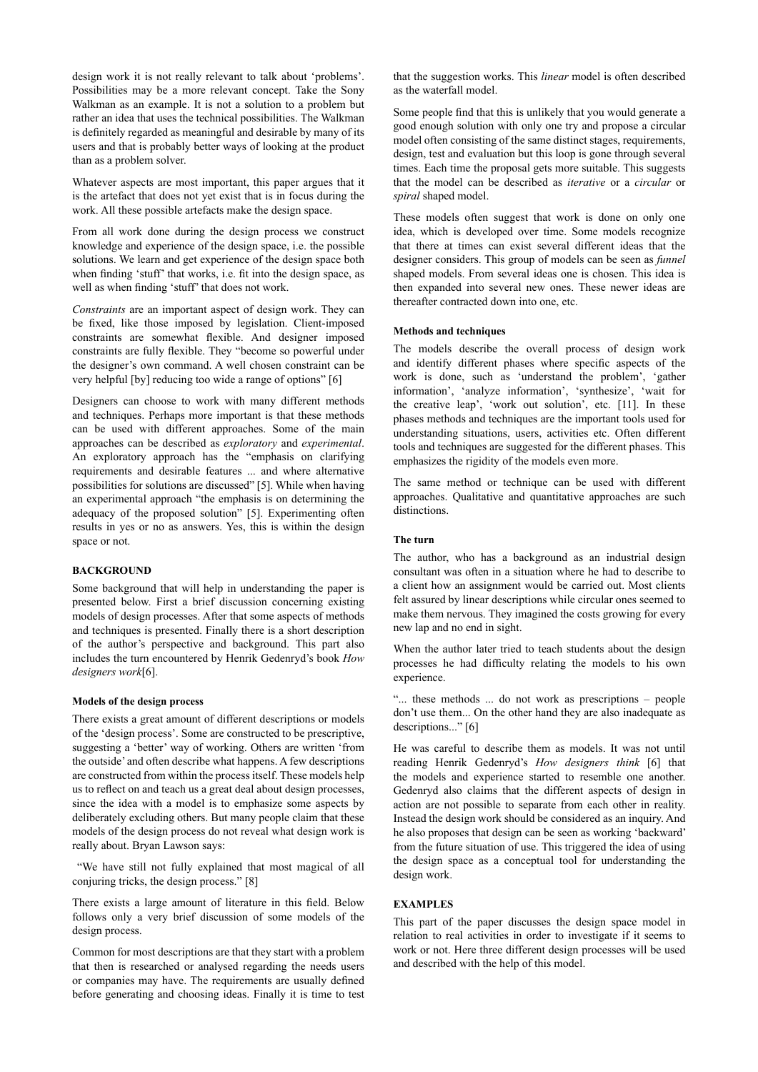design work it is not really relevant to talk about 'problems'. Possibilities may be a more relevant concept. Take the Sony Walkman as an example. It is not a solution to a problem but rather an idea that uses the technical possibilities. The Walkman is definitely regarded as meaningful and desirable by many of its users and that is probably better ways of looking at the product than as a problem solver.

Whatever aspects are most important, this paper argues that it is the artefact that does not yet exist that is in focus during the work. All these possible artefacts make the design space.

From all work done during the design process we construct knowledge and experience of the design space, i.e. the possible solutions. We learn and get experience of the design space both when finding 'stuff' that works, i.e. fit into the design space, as well as when finding 'stuff' that does not work.

*Constraints* are an important aspect of design work. They can be fixed, like those imposed by legislation. Client-imposed constraints are somewhat flexible. And designer imposed constraints are fully flexible. They "become so powerful under the designer's own command. A well chosen constraint can be very helpful [by] reducing too wide a range of options" [6]

Designers can choose to work with many different methods and techniques. Perhaps more important is that these methods can be used with different approaches. Some of the main approaches can be described as *exploratory* and *experimental*. An exploratory approach has the "emphasis on clarifying requirements and desirable features ... and where alternative possibilities for solutions are discussed" [5]. While when having an experimental approach "the emphasis is on determining the adequacy of the proposed solution" [5]. Experimenting often results in yes or no as answers. Yes, this is within the design space or not.

## BACKGROUND

Some background that will help in understanding the paper is presented below. First a brief discussion concerning existing models of design processes. After that some aspects of methods and techniques is presented. Finally there is a short description of the author's perspective and background. This part also includes the turn encountered by Henrik Gedenryd's book *How designers work*[6].

### Models of the design process

There exists a great amount of different descriptions or models of the 'design process'. Some are constructed to be prescriptive, suggesting a 'better' way of working. Others are written 'from the outside' and often describe what happens. A few descriptions are constructed from within the process itself. These models help us to reflect on and teach us a great deal about design processes, since the idea with a model is to emphasize some aspects by deliberately excluding others. But many people claim that these models of the design process do not reveal what design work is really about. Bryan Lawson says:

"We have still not fully explained that most magical of all conjuring tricks, the design process." [8]

There exists a large amount of literature in this field. Below follows only a very brief discussion of some models of the design process.

Common for most descriptions are that they start with a problem that then is researched or analysed regarding the needs users or companies may have. The requirements are usually defined before generating and choosing ideas. Finally it is time to test that the suggestion works. This *linear* model is often described as the waterfall model.

Some people find that this is unlikely that you would generate a good enough solution with only one try and propose a circular model often consisting of the same distinct stages, requirements, design, test and evaluation but this loop is gone through several times. Each time the proposal gets more suitable. This suggests that the model can be described as *iterative* or a *circular* or *spiral* shaped model.

These models often suggest that work is done on only one idea, which is developed over time. Some models recognize that there at times can exist several different ideas that the designer considers. This group of models can be seen as *funnel* shaped models. From several ideas one is chosen. This idea is then expanded into several new ones. These newer ideas are thereafter contracted down into one, etc.

### Methods and techniques

The models describe the overall process of design work and identify different phases where specific aspects of the work is done, such as 'understand the problem', 'gather information', 'analyze information', 'synthesize', 'wait for the creative leap', 'work out solution', etc. [11]. In these phases methods and techniques are the important tools used for understanding situations, users, activities etc. Often different tools and techniques are suggested for the different phases. This emphasizes the rigidity of the models even more.

The same method or technique can be used with different approaches. Qualitative and quantitative approaches are such distinctions.

### The turn

The author, who has a background as an industrial design consultant was often in a situation where he had to describe to a client how an assignment would be carried out. Most clients felt assured by linear descriptions while circular ones seemed to make them nervous. They imagined the costs growing for every new lap and no end in sight.

When the author later tried to teach students about the design processes he had difficulty relating the models to his own experience.

"... these methods ... do not work as prescriptions – people don't use them... On the other hand they are also inadequate as descriptions..." [6]

He was careful to describe them as models. It was not until reading Henrik Gedenryd's *How designers think* [6] that the models and experience started to resemble one another. Gedenryd also claims that the different aspects of design in action are not possible to separate from each other in reality. Instead the design work should be considered as an inquiry. And he also proposes that design can be seen as working 'backward' from the future situation of use. This triggered the idea of using the design space as a conceptual tool for understanding the design work.

## EXAMPLES

This part of the paper discusses the design space model in relation to real activities in order to investigate if it seems to work or not. Here three different design processes will be used and described with the help of this model.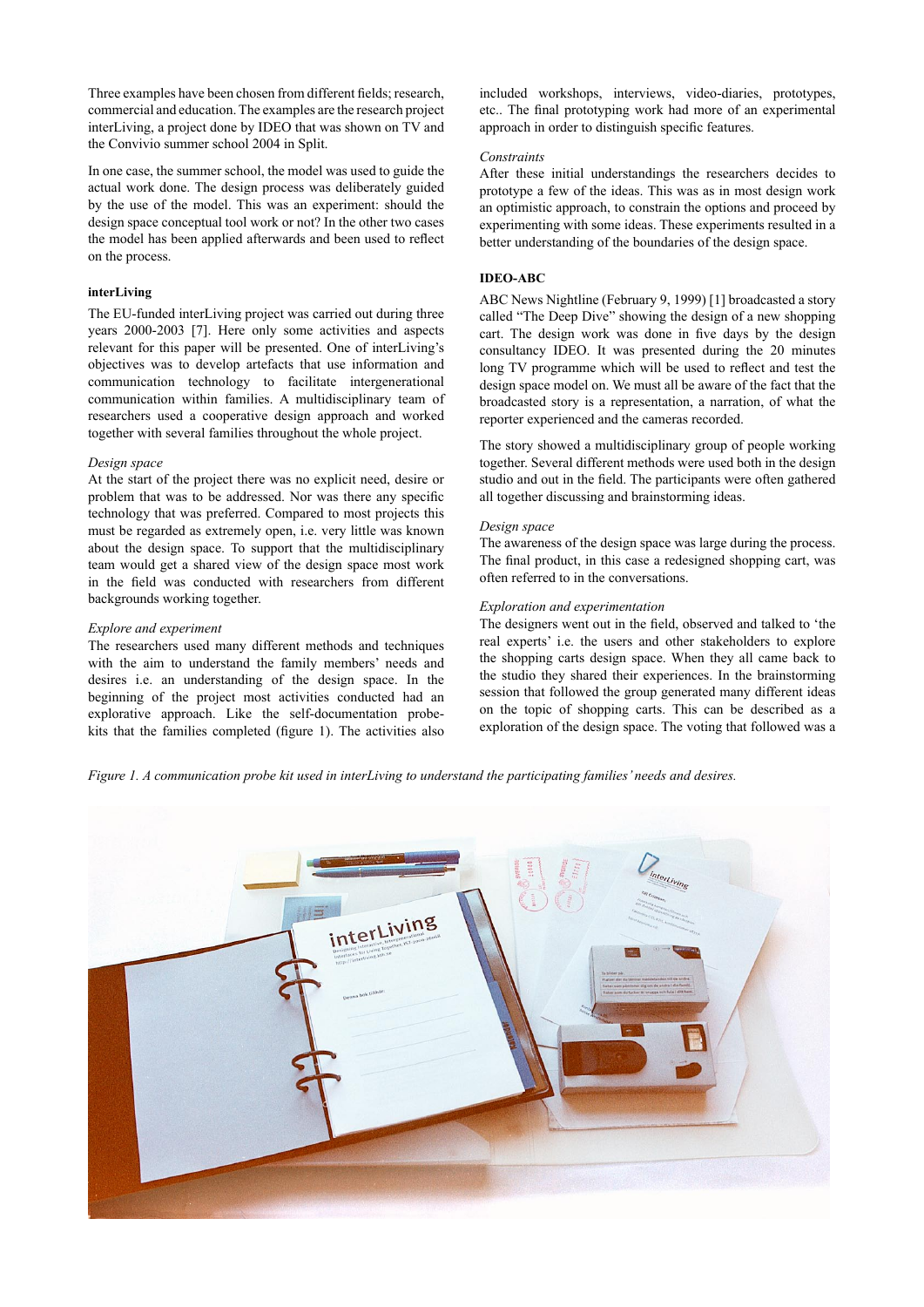Three examples have been chosen from different fields; research, commercial and education. The examples are the research project interLiving, a project done by IDEO that was shown on TV and the Convivio summer school 2004 in Split.

In one case, the summer school, the model was used to guide the actual work done. The design process was deliberately guided by the use of the model. This was an experiment: should the design space conceptual tool work or not? In the other two cases the model has been applied afterwards and been used to reflect on the process.

**interLiving**

The EU-funded interLiving project was carried out during three years 2000-2003 [7]. Here only some activities and aspects relevant for this paper will be presented. One of interLiving's objectives was to develop artefacts that use information and communication technology to facilitate intergenerational communication within families. A multidisciplinary team of researchers used a cooperative design approach and worked together with several families throughout the whole project.

*Design space*

At the start of the project there was no explicit need, desire or problem that was to be addressed. Nor was there any specific technology that was preferred. Compared to most projects this must be regarded as extremely open, i.e. very little was known about the design space. To support that the multidisciplinary team would get a shared view of the design space most work in the field was conducted with researchers from different backgrounds working together.

*Explore and experiment*

The researchers used many different methods and techniques with the aim to understand the family members' needs and desires i.e. an understanding of the design space. In the beginning of the project most activities conducted had an explorative approach. Like the self-documentation probe-kits that the families completed (figure 1). The activities also included workshops, interviews, video-diaries, prototypes, etc.. The final prototyping work had more of an experimental approach in order to distinguish specific features.

*Constraints*

After these initial understandings the researchers decides to prototype a few of the ideas. This was as in most design work an optimistic approach, to constrain the options and proceed by experimenting with some ideas. These experiments resulted in a better understanding of the boundaries of the design space.

**IDEO-ABC**

ABC News Nightline (February 9, 1999) [1] broadcasted a story called "The Deep Dive" showing the design of a new shopping cart. The design work was done in five days by the design consultancy IDEO. It was presented during the 20 minutes long TV programme which will be used to reflect and test the design space model on. We must all be aware of the fact that the broadcasted story is a representation, a narration, of what the reporter experienced and the cameras recorded.

The story showed a multidisciplinary group of people working together. Several different methods were used both in the design studio and out in the field. The participants were often gathered all together discussing and brainstorming ideas.

*Design space*

The awareness of the design space was large during the process. The final product, in this case a redesigned shopping cart, was often referred to in the conversations.

*Exploration and experimentation*

The designers went out in the field, observed and talked to 'the real experts' i.e. the users and other stakeholders to explore the shopping carts design space. When they all came back to the studio they shared their experiences. In the brainstorming session that followed the group generated many different ideas on the topic of shopping carts. This can be described as a exploration of the design space. The voting that followed was a

*Figure 1. A communication probe kit used in interLiving to understand the participating families' needs and desires.*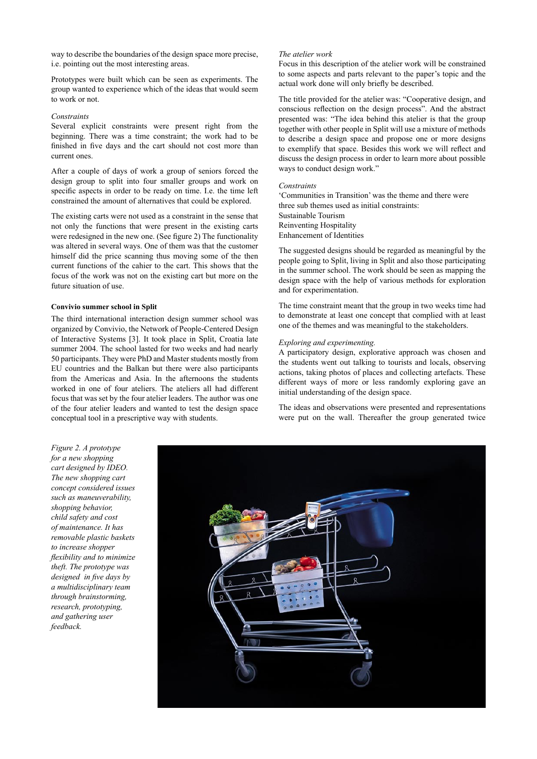way to describe the boundaries of the design space more precise, i.e. pointing out the most interesting areas.

Prototypes were built which can be seen as experiments. The group wanted to experience which of the ideas that would seem to work or not.

*Constraints*

Several explicit constraints were present right from the beginning. There was a time constraint; the work had to be finished in five days and the cart should not cost more than current ones.

After a couple of days of work a group of seniors forced the design group to split into four smaller groups and work on specific aspects in order to be ready on time. I.e. the time left constrained the amount of alternatives that could be explored.

The existing carts were not used as a constraint in the sense that not only the functions that were present in the existing carts were redesigned in the new one. (See figure 2) The functionality was altered in several ways. One of them was that the customer himself did the price scanning thus moving some of the then current functions of the cahier to the cart. This shows that the focus of the work was not on the existing cart but more on the future situation of use.

**Convivio summer school in Split**

The third international interaction design summer school was organized by Convivio, the Network of People-Centered Design of Interactive Systems [3]. It took place in Split, Croatia late summer 2004. The school lasted for two weeks and had nearly 50 participants. They were PhD and Master students mostly from EU countries and the Balkan but there were also participants from the Americas and Asia. In the afternoons the students worked in one of four ateliers. The ateliers all had different focus that was set by the four atelier leaders. The author was one of the four atelier leaders and wanted to test the design space conceptual tool in a prescriptive way with students.

*The atelier work*

Focus in this description of the atelier work will be constrained to some aspects and parts relevant to the paper's topic and the actual work done will only briefly be described.

The title provided for the atelier was: "Cooperative design, and conscious reflection on the design process". And the abstract presented was: "The idea behind this atelier is that the group together with other people in Split will use a mixture of methods to describe a design space and propose one or more designs to exemplify that space. Besides this work we will reflect and discuss the design process in order to learn more about possible ways to conduct design work."

*Constraints*

'Communities in Transition' was the theme and there were three sub themes used as initial constraints:
Sustainable Tourism
Reinventing Hospitality
Enhancement of Identities

The suggested designs should be regarded as meaningful by the people going to Split, living in Split and also those participating in the summer school. The work should be seen as mapping the design space with the help of various methods for exploration and for experimentation.

The time constraint meant that the group in two weeks time had to demonstrate at least one concept that complied with at least one of the themes and was meaningful to the stakeholders.

*Exploring and experimenting.*

A participatory design, explorative approach was chosen and the students went out talking to tourists and locals, observing actions, taking photos of places and collecting artefacts. These different ways of more or less randomly exploring gave an initial understanding of the design space.

The ideas and observations were presented and representations were put on the wall. Thereafter the group generated twice

*Figure 2. A prototype for a new shopping cart designed by IDEO. The new shopping cart concept considered issues such as maneuverability, shopping behavior, child safety and cost of maintenance. It has removable plastic baskets to increase shopper flexibility and to minimize theft. The prototype was designed in five days by a multidisciplinary team through brainstorming, research, prototyping, and gathering user feedback.*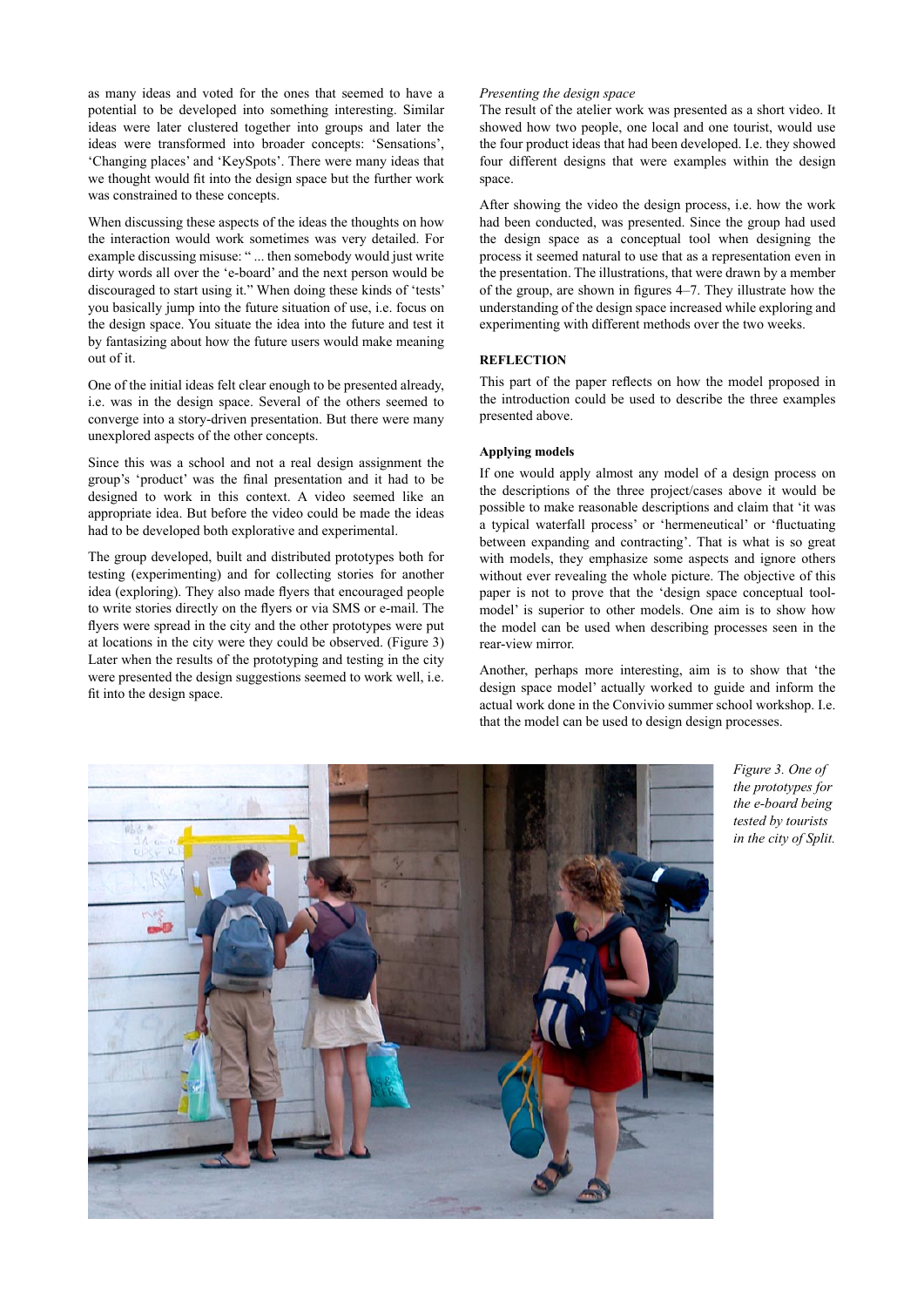as many ideas and voted for the ones that seemed to have a potential to be developed into something interesting. Similar ideas were later clustered together into groups and later the ideas were transformed into broader concepts: 'Sensations', 'Changing places' and 'KeySpots'. There were many ideas that we thought would fit into the design space but the further work was constrained to these concepts.

When discussing these aspects of the ideas the thoughts on how the interaction would work sometimes was very detailed. For example discussing misuse: " ... then somebody would just write dirty words all over the 'e-board' and the next person would be discouraged to start using it." When doing these kinds of 'tests' you basically jump into the future situation of use, i.e. focus on the design space. You situate the idea into the future and test it by fantasizing about how the future users would make meaning out of it.

One of the initial ideas felt clear enough to be presented already, i.e. was in the design space. Several of the others seemed to converge into a story-driven presentation. But there were many unexplored aspects of the other concepts.

Since this was a school and not a real design assignment the group's 'product' was the final presentation and it had to be designed to work in this context. A video seemed like an appropriate idea. But before the video could be made the ideas had to be developed both explorative and experimental.

The group developed, built and distributed prototypes both for testing (experimenting) and for collecting stories for another idea (exploring). They also made flyers that encouraged people to write stories directly on the flyers or via SMS or e-mail. The flyers were spread in the city and the other prototypes were put at locations in the city were they could be observed. (Figure 3) Later when the results of the prototyping and testing in the city were presented the design suggestions seemed to work well, i.e. fit into the design space.

*Presenting the design space*

The result of the atelier work was presented as a short video. It showed how two people, one local and one tourist, would use the four product ideas that had been developed. I.e. they showed four different designs that were examples within the design space.

After showing the video the design process, i.e. how the work had been conducted, was presented. Since the group had used the design space as a conceptual tool when designing the process it seemed natural to use that as a representation even in the presentation. The illustrations, that were drawn by a member of the group, are shown in figures 4–7. They illustrate how the understanding of the design space increased while exploring and experimenting with different methods over the two weeks.

## REFLECTION

This part of the paper reflects on how the model proposed in the introduction could be used to describe the three examples presented above.

### Applying models

If one would apply almost any model of a design process on the descriptions of the three project/cases above it would be possible to make reasonable descriptions and claim that 'it was a typical waterfall process' or 'hermeneutical' or 'fluctuating between expanding and contracting'. That is what is so great with models, they emphasize some aspects and ignore others without ever revealing the whole picture. The objective of this paper is not to prove that the 'design space conceptual tool-model' is superior to other models. One aim is to show how the model can be used when describing processes seen in the rear-view mirror.

Another, perhaps more interesting, aim is to show that 'the design space model' actually worked to guide and inform the actual work done in the Convivio summer school workshop. I.e. that the model can be used to design design processes.

*Figure 3. One of the prototypes for the e-board being tested by tourists in the city of Split.*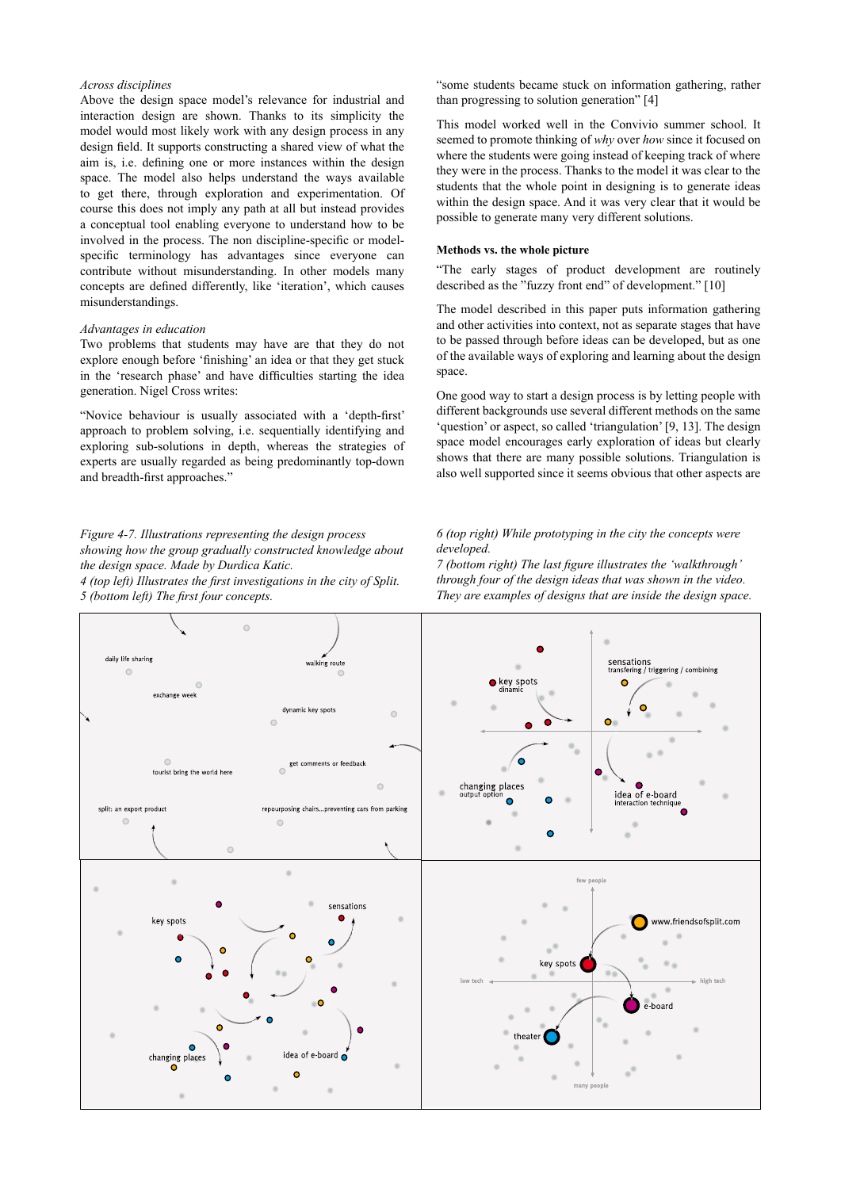*Across disciplines*

Above the design space model's relevance for industrial and interaction design are shown. Thanks to its simplicity the model would most likely work with any design process in any design field. It supports constructing a shared view of what the aim is, i.e. defining one or more instances within the design space. The model also helps understand the ways available to get there, through exploration and experimentation. Of course this does not imply any path at all but instead provides a conceptual tool enabling everyone to understand how to be involved in the process. The non discipline-specific or model-specific terminology has advantages since everyone can contribute without misunderstanding. In other models many concepts are defined differently, like 'iteration', which causes misunderstandings.

*Advantages in education*

Two problems that students may have are that they do not explore enough before 'finishing' an idea or that they get stuck in the 'research phase' and have difficulties starting the idea generation. Nigel Cross writes:

"Novice behaviour is usually associated with a 'depth-first' approach to problem solving, i.e. sequentially identifying and exploring sub-solutions in depth, whereas the strategies of experts are usually regarded as being predominantly top-down and breadth-first approaches."

"some students became stuck on information gathering, rather than progressing to solution generation" [4]

This model worked well in the Convivio summer school. It seemed to promote thinking of *why* over *how* since it focused on where the students were going instead of keeping track of where they were in the process. Thanks to the model it was clear to the students that the whole point in designing is to generate ideas within the design space. And it was very clear that it would be possible to generate many very different solutions.

**Methods vs. the whole picture**

"The early stages of product development are routinely described as the "fuzzy front end" of development." [10]

The model described in this paper puts information gathering and other activities into context, not as separate stages that have to be passed through before ideas can be developed, but as one of the available ways of exploring and learning about the design space.

One good way to start a design process is by letting people with different backgrounds use several different methods on the same 'question' or aspect, so called 'triangulation' [9, 13]. The design space model encourages early exploration of ideas but clearly shows that there are many possible solutions. Triangulation is also well supported since it seems obvious that other aspects are

*Figure 4-7. Illustrations representing the design process showing how the group gradually constructed knowledge about the design space. Made by Durdica Katic.*
*4 (top left) Illustrates the first investigations in the city of Split.*
*5 (bottom left) The first four concepts.*
*6 (top right) While prototyping in the city the concepts were developed.*
*7 (bottom right) The last figure illustrates the 'walkthrough' through four of the design ideas that was shown in the video. They are examples of designs that are inside the design space.*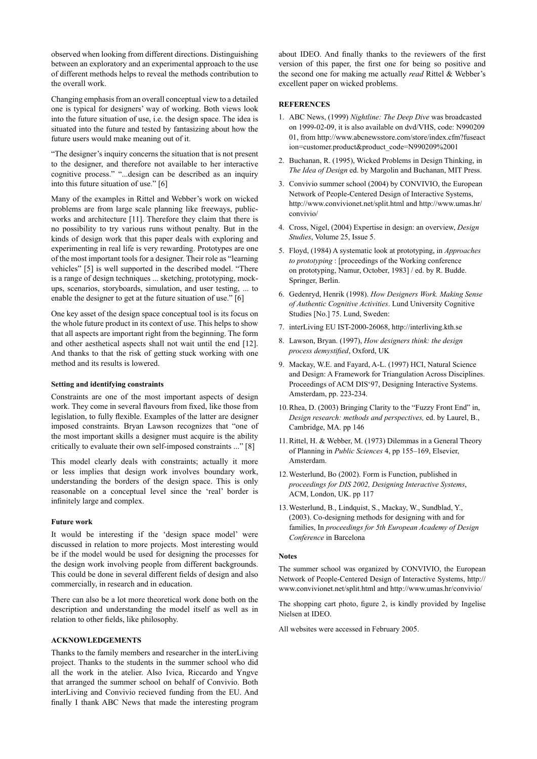observed when looking from different directions. Distinguishing between an exploratory and an experimental approach to the use of different methods helps to reveal the methods contribution to the overall work.

Changing emphasis from an overall conceptual view to a detailed one is typical for designers' way of working. Both views look into the future situation of use, i.e. the design space. The idea is situated into the future and tested by fantasizing about how the future users would make meaning out of it.

"The designer's inquiry concerns the situation that is not present to the designer, and therefore not available to her interactive cognitive process." "...design can be described as an inquiry into this future situation of use." [6]

Many of the examples in Rittel and Webber's work on wicked problems are from large scale planning like freeways, public-works and architecture [11]. Therefore they claim that there is no possibility to try various runs without penalty. But in the kinds of design work that this paper deals with exploring and experimenting in real life is very rewarding. Prototypes are one of the most important tools for a designer. Their role as "learning vehicles" [5] is well supported in the described model. "There is a range of design techniques ... sketching, prototyping, mock-ups, scenarios, storyboards, simulation, and user testing, ... to enable the designer to get at the future situation of use." [6]

One key asset of the design space conceptual tool is its focus on the whole future product in its context of use. This helps to show that all aspects are important right from the beginning. The form and other aesthetical aspects shall not wait until the end [12]. And thanks to that the risk of getting stuck working with one method and its results is lowered.

#### Setting and identifying constraints

Constraints are one of the most important aspects of design work. They come in several flavours from fixed, like those from legislation, to fully flexible. Examples of the latter are designer imposed constraints. Bryan Lawson recognizes that "one of the most important skills a designer must acquire is the ability critically to evaluate their own self-imposed constraints ..." [8]

This model clearly deals with constraints; actually it more or less implies that design work involves boundary work, understanding the borders of the design space. This is only reasonable on a conceptual level since the 'real' border is infinitely large and complex.

#### Future work

It would be interesting if the 'design space model' were discussed in relation to more projects. Most interesting would be if the model would be used for designing the processes for the design work involving people from different backgrounds. This could be done in several different fields of design and also commercially, in research and in education.

There can also be a lot more theoretical work done both on the description and understanding the model itself as well as in relation to other fields, like philosophy.

### ACKNOWLEDGEMENTS

Thanks to the family members and researcher in the interLiving project. Thanks to the students in the summer school who did all the work in the atelier. Also Ivica, Riccardo and Yngve that arranged the summer school on behalf of Convivio. Both interLiving and Convivio recieved funding from the EU. And finally I thank ABC News that made the interesting program about IDEO. And finally thanks to the reviewers of the first version of this paper, the first one for being so positive and the second one for making me actually *read* Rittel & Webber's excellent paper on wicked problems.

### REFERENCES

1. ABC News, (1999) *Nightline: The Deep Dive* was broadcasted on 1999-02-09, it is also available on dvd/VHS, code: N990209 01, from http://www.abcnewsstore.com/store/index.cfm?fuseaction=customer.product&product_code=N990209%2001
2. Buchanan, R. (1995), Wicked Problems in Design Thinking, in *The Idea of Design* ed. by Margolin and Buchanan, MIT Press.
3. Convivio summer school (2004) by CONVIVIO, the European Network of People-Centered Design of Interactive Systems, http://www.convivionet.net/split.html and http://www.umas.hr/convivio/
4. Cross, Nigel, (2004) Expertise in design: an overview, *Design Studies*, Volume 25, Issue 5.
5. Floyd, (1984) A systematic look at prototyping, in *Approaches to prototyping* : [proceedings of the Working conference on prototyping, Namur, October, 1983] / ed. by R. Budde. Springer, Berlin.
6. Gedenryd, Henrik (1998). *How Designers Work. Making Sense of Authentic Cognitive Activities*. Lund University Cognitive Studies [No.] 75. Lund, Sweden:
7. interLiving EU IST-2000-26068, http://interliving.kth.se
8. Lawson, Bryan. (1997), *How designers think: the design process demystified*, Oxford, UK
9. Mackay, W.E. and Fayard, A-L. (1997) HCI, Natural Science and Design: A Framework for Triangulation Across Disciplines. Proceedings of ACM DIS'97, Designing Interactive Systems. Amsterdam, pp. 223-234.
10. Rhea, D. (2003) Bringing Clarity to the "Fuzzy Front End" in, *Design research: methods and perspectives,* ed. by Laurel, B., Cambridge, MA. pp 146
11. Rittel, H. & Webber, M. (1973) Dilemmas in a General Theory of Planning in *Public Sciences* 4, pp 155–169, Elsevier, Amsterdam.
12. Westerlund, Bo (2002). Form is Function, published in *proceedings for DIS 2002, Designing Interactive Systems*, ACM, London, UK. pp 117
13. Westerlund, B., Lindquist, S., Mackay, W., Sundblad, Y., (2003). Co-designing methods for designing with and for families, In *proceedings for 5th European Academy of Design Conference* in Barcelona

#### Notes

The summer school was organized by CONVIVIO, the European Network of People-Centered Design of Interactive Systems, http://www.convivionet.net/split.html and http://www.umas.hr/convivio/

The shopping cart photo, figure 2, is kindly provided by Ingelise Nielsen at IDEO.

All websites were accessed in February 2005.